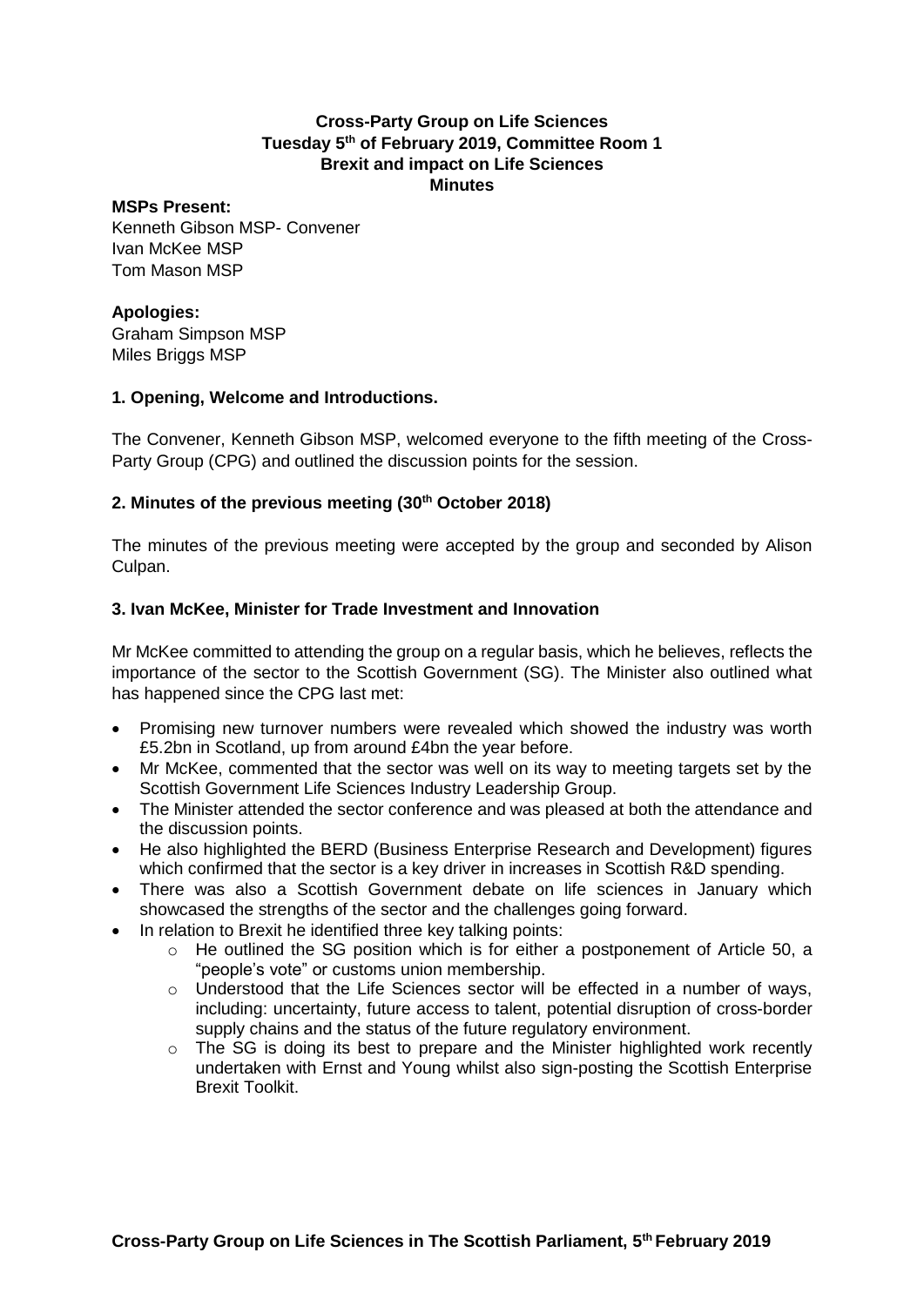**Cross-Party Group on Life Sciences**
**Tuesday 5th of February 2019, Committee Room 1**
**Brexit and impact on Life Sciences**
**Minutes**

**MSPs Present:**
Kenneth Gibson MSP- Convener
Ivan McKee MSP
Tom Mason MSP

**Apologies:**
Graham Simpson MSP
Miles Briggs MSP

### 1. Opening, Welcome and Introductions.

The Convener, Kenneth Gibson MSP, welcomed everyone to the fifth meeting of the Cross-Party Group (CPG) and outlined the discussion points for the session.

### 2. Minutes of the previous meeting (30th October 2018)

The minutes of the previous meeting were accepted by the group and seconded by Alison Culpan.

### 3. Ivan McKee, Minister for Trade Investment and Innovation

Mr McKee committed to attending the group on a regular basis, which he believes, reflects the importance of the sector to the Scottish Government (SG). The Minister also outlined what has happened since the CPG last met:

- Promising new turnover numbers were revealed which showed the industry was worth £5.2bn in Scotland, up from around £4bn the year before.
- Mr McKee, commented that the sector was well on its way to meeting targets set by the Scottish Government Life Sciences Industry Leadership Group.
- The Minister attended the sector conference and was pleased at both the attendance and the discussion points.
- He also highlighted the BERD (Business Enterprise Research and Development) figures which confirmed that the sector is a key driver in increases in Scottish R&D spending.
- There was also a Scottish Government debate on life sciences in January which showcased the strengths of the sector and the challenges going forward.
- In relation to Brexit he identified three key talking points:
  - He outlined the SG position which is for either a postponement of Article 50, a "people's vote" or customs union membership.
  - Understood that the Life Sciences sector will be effected in a number of ways, including: uncertainty, future access to talent, potential disruption of cross-border supply chains and the status of the future regulatory environment.
  - The SG is doing its best to prepare and the Minister highlighted work recently undertaken with Ernst and Young whilst also sign-posting the Scottish Enterprise Brexit Toolkit.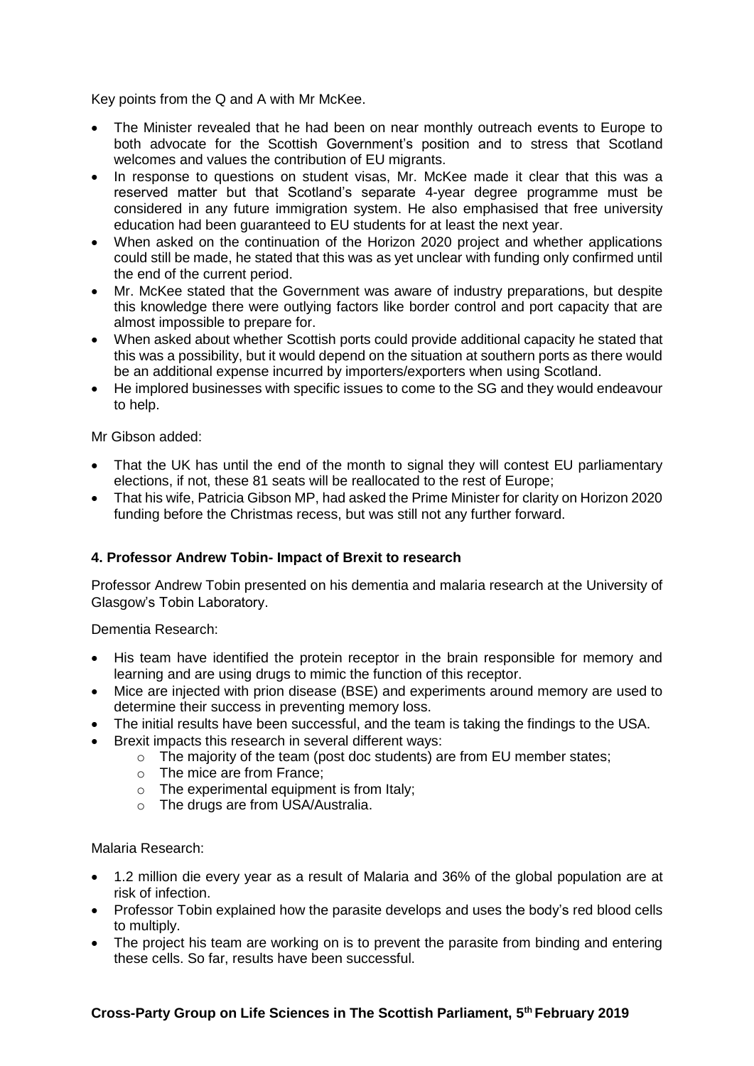Key points from the Q and A with Mr McKee.

- The Minister revealed that he had been on near monthly outreach events to Europe to both advocate for the Scottish Government's position and to stress that Scotland welcomes and values the contribution of EU migrants.
- In response to questions on student visas, Mr. McKee made it clear that this was a reserved matter but that Scotland's separate 4-year degree programme must be considered in any future immigration system. He also emphasised that free university education had been guaranteed to EU students for at least the next year.
- When asked on the continuation of the Horizon 2020 project and whether applications could still be made, he stated that this was as yet unclear with funding only confirmed until the end of the current period.
- Mr. McKee stated that the Government was aware of industry preparations, but despite this knowledge there were outlying factors like border control and port capacity that are almost impossible to prepare for.
- When asked about whether Scottish ports could provide additional capacity he stated that this was a possibility, but it would depend on the situation at southern ports as there would be an additional expense incurred by importers/exporters when using Scotland.
- He implored businesses with specific issues to come to the SG and they would endeavour to help.

Mr Gibson added:

- That the UK has until the end of the month to signal they will contest EU parliamentary elections, if not, these 81 seats will be reallocated to the rest of Europe;
- That his wife, Patricia Gibson MP, had asked the Prime Minister for clarity on Horizon 2020 funding before the Christmas recess, but was still not any further forward.

**4. Professor Andrew Tobin- Impact of Brexit to research**

Professor Andrew Tobin presented on his dementia and malaria research at the University of Glasgow's Tobin Laboratory.

Dementia Research:

- His team have identified the protein receptor in the brain responsible for memory and learning and are using drugs to mimic the function of this receptor.
- Mice are injected with prion disease (BSE) and experiments around memory are used to determine their success in preventing memory loss.
- The initial results have been successful, and the team is taking the findings to the USA.
- Brexit impacts this research in several different ways:
  - The majority of the team (post doc students) are from EU member states;
  - The mice are from France;
  - The experimental equipment is from Italy;
  - The drugs are from USA/Australia.

Malaria Research:

- 1.2 million die every year as a result of Malaria and 36% of the global population are at risk of infection.
- Professor Tobin explained how the parasite develops and uses the body's red blood cells to multiply.
- The project his team are working on is to prevent the parasite from binding and entering these cells. So far, results have been successful.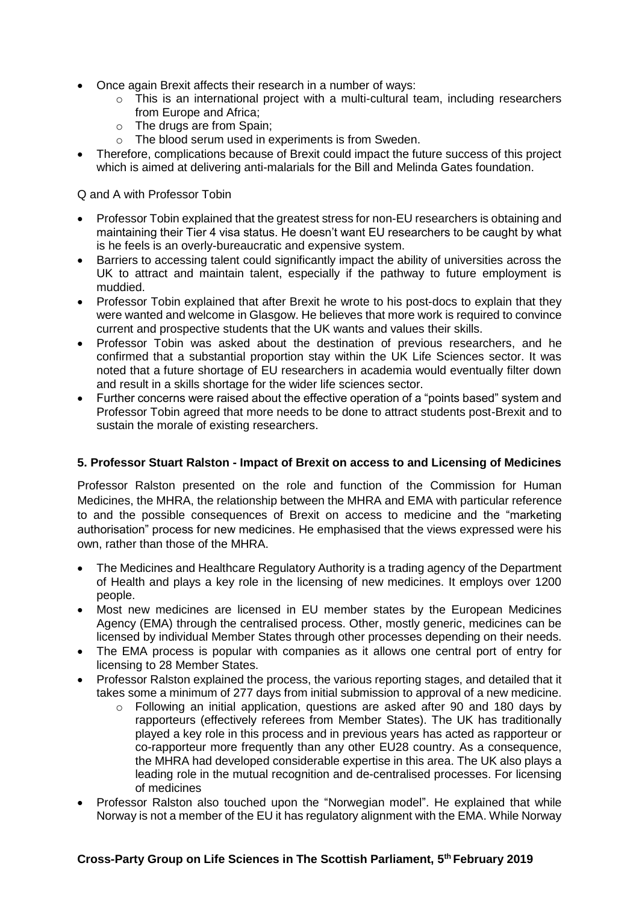- Once again Brexit affects their research in a number of ways:
  - This is an international project with a multi-cultural team, including researchers from Europe and Africa;
  - The drugs are from Spain;
  - The blood serum used in experiments is from Sweden.
- Therefore, complications because of Brexit could impact the future success of this project which is aimed at delivering anti-malarials for the Bill and Melinda Gates foundation.

Q and A with Professor Tobin

- Professor Tobin explained that the greatest stress for non-EU researchers is obtaining and maintaining their Tier 4 visa status. He doesn't want EU researchers to be caught by what is he feels is an overly-bureaucratic and expensive system.
- Barriers to accessing talent could significantly impact the ability of universities across the UK to attract and maintain talent, especially if the pathway to future employment is muddied.
- Professor Tobin explained that after Brexit he wrote to his post-docs to explain that they were wanted and welcome in Glasgow. He believes that more work is required to convince current and prospective students that the UK wants and values their skills.
- Professor Tobin was asked about the destination of previous researchers, and he confirmed that a substantial proportion stay within the UK Life Sciences sector. It was noted that a future shortage of EU researchers in academia would eventually filter down and result in a skills shortage for the wider life sciences sector.
- Further concerns were raised about the effective operation of a "points based" system and Professor Tobin agreed that more needs to be done to attract students post-Brexit and to sustain the morale of existing researchers.

**5. Professor Stuart Ralston - Impact of Brexit on access to and Licensing of Medicines**

Professor Ralston presented on the role and function of the Commission for Human Medicines, the MHRA, the relationship between the MHRA and EMA with particular reference to and the possible consequences of Brexit on access to medicine and the "marketing authorisation" process for new medicines. He emphasised that the views expressed were his own, rather than those of the MHRA.

- The Medicines and Healthcare Regulatory Authority is a trading agency of the Department of Health and plays a key role in the licensing of new medicines. It employs over 1200 people.
- Most new medicines are licensed in EU member states by the European Medicines Agency (EMA) through the centralised process. Other, mostly generic, medicines can be licensed by individual Member States through other processes depending on their needs.
- The EMA process is popular with companies as it allows one central port of entry for licensing to 28 Member States.
- Professor Ralston explained the process, the various reporting stages, and detailed that it takes some a minimum of 277 days from initial submission to approval of a new medicine.
  - Following an initial application, questions are asked after 90 and 180 days by rapporteurs (effectively referees from Member States). The UK has traditionally played a key role in this process and in previous years has acted as rapporteur or co-rapporteur more frequently than any other EU28 country. As a consequence, the MHRA had developed considerable expertise in this area. The UK also plays a leading role in the mutual recognition and de-centralised processes. For licensing of medicines
- Professor Ralston also touched upon the "Norwegian model". He explained that while Norway is not a member of the EU it has regulatory alignment with the EMA. While Norway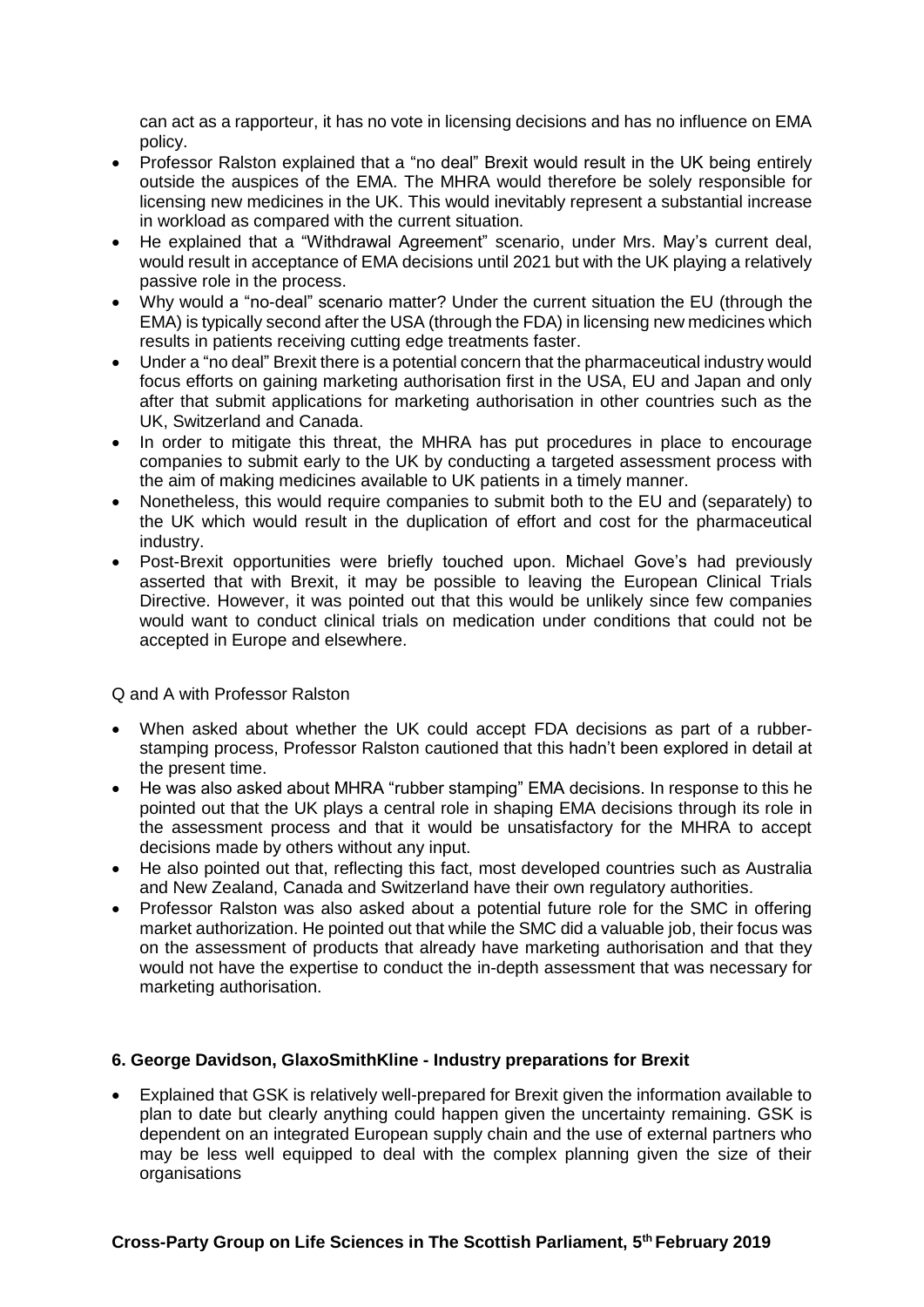can act as a rapporteur, it has no vote in licensing decisions and has no influence on EMA policy.

- Professor Ralston explained that a "no deal" Brexit would result in the UK being entirely outside the auspices of the EMA. The MHRA would therefore be solely responsible for licensing new medicines in the UK. This would inevitably represent a substantial increase in workload as compared with the current situation.
- He explained that a "Withdrawal Agreement" scenario, under Mrs. May's current deal, would result in acceptance of EMA decisions until 2021 but with the UK playing a relatively passive role in the process.
- Why would a "no-deal" scenario matter? Under the current situation the EU (through the EMA) is typically second after the USA (through the FDA) in licensing new medicines which results in patients receiving cutting edge treatments faster.
- Under a "no deal" Brexit there is a potential concern that the pharmaceutical industry would focus efforts on gaining marketing authorisation first in the USA, EU and Japan and only after that submit applications for marketing authorisation in other countries such as the UK, Switzerland and Canada.
- In order to mitigate this threat, the MHRA has put procedures in place to encourage companies to submit early to the UK by conducting a targeted assessment process with the aim of making medicines available to UK patients in a timely manner.
- Nonetheless, this would require companies to submit both to the EU and (separately) to the UK which would result in the duplication of effort and cost for the pharmaceutical industry.
- Post-Brexit opportunities were briefly touched upon. Michael Gove's had previously asserted that with Brexit, it may be possible to leaving the European Clinical Trials Directive. However, it was pointed out that this would be unlikely since few companies would want to conduct clinical trials on medication under conditions that could not be accepted in Europe and elsewhere.

Q and A with Professor Ralston

- When asked about whether the UK could accept FDA decisions as part of a rubber-stamping process, Professor Ralston cautioned that this hadn't been explored in detail at the present time.
- He was also asked about MHRA "rubber stamping" EMA decisions. In response to this he pointed out that the UK plays a central role in shaping EMA decisions through its role in the assessment process and that it would be unsatisfactory for the MHRA to accept decisions made by others without any input.
- He also pointed out that, reflecting this fact, most developed countries such as Australia and New Zealand, Canada and Switzerland have their own regulatory authorities.
- Professor Ralston was also asked about a potential future role for the SMC in offering market authorization. He pointed out that while the SMC did a valuable job, their focus was on the assessment of products that already have marketing authorisation and that they would not have the expertise to conduct the in-depth assessment that was necessary for marketing authorisation.

### 6. George Davidson, GlaxoSmithKline - Industry preparations for Brexit

- Explained that GSK is relatively well-prepared for Brexit given the information available to plan to date but clearly anything could happen given the uncertainty remaining. GSK is dependent on an integrated European supply chain and the use of external partners who may be less well equipped to deal with the complex planning given the size of their organisations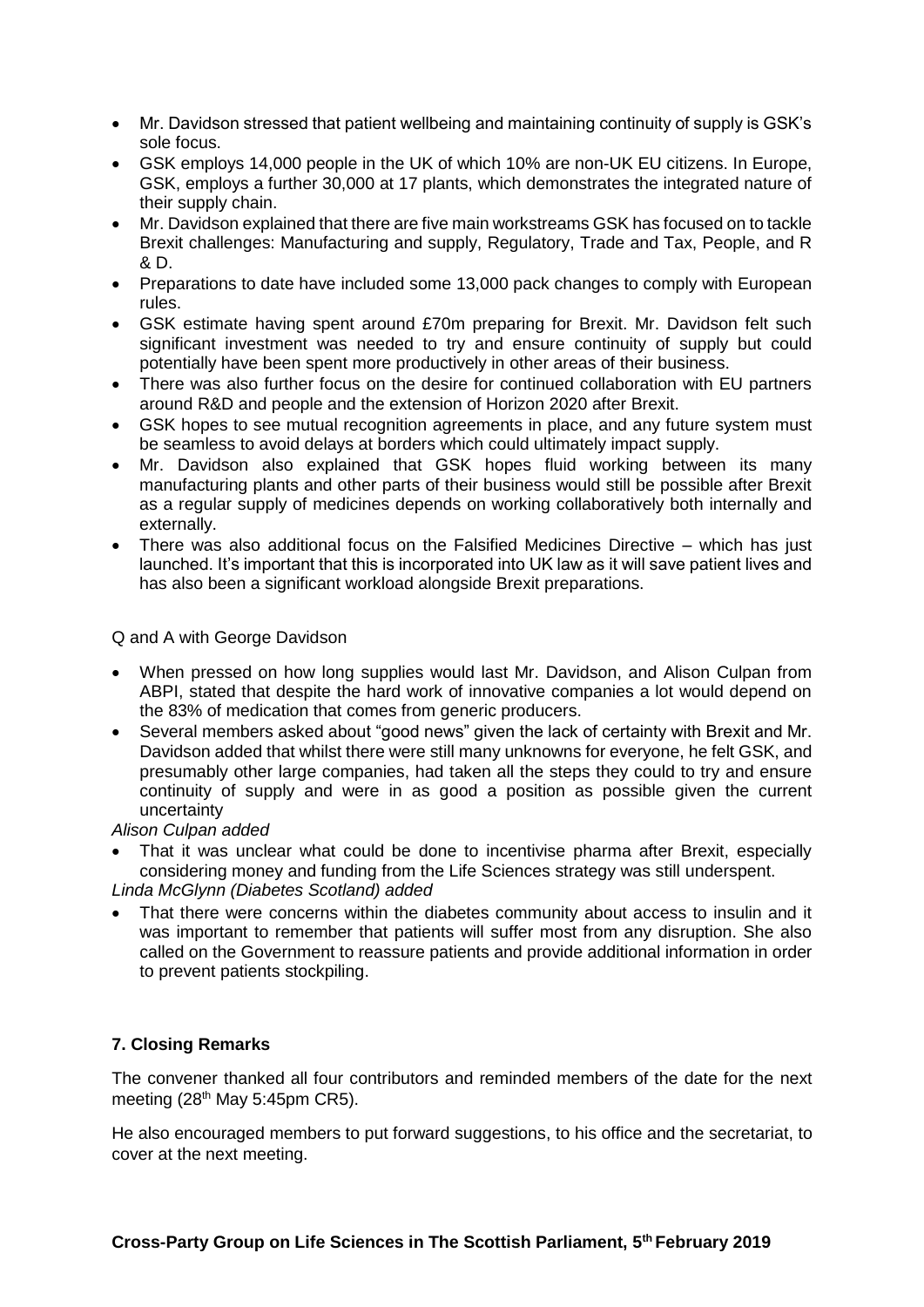- Mr. Davidson stressed that patient wellbeing and maintaining continuity of supply is GSK's sole focus.
- GSK employs 14,000 people in the UK of which 10% are non-UK EU citizens. In Europe, GSK, employs a further 30,000 at 17 plants, which demonstrates the integrated nature of their supply chain.
- Mr. Davidson explained that there are five main workstreams GSK has focused on to tackle Brexit challenges: Manufacturing and supply, Regulatory, Trade and Tax, People, and R & D.
- Preparations to date have included some 13,000 pack changes to comply with European rules.
- GSK estimate having spent around £70m preparing for Brexit. Mr. Davidson felt such significant investment was needed to try and ensure continuity of supply but could potentially have been spent more productively in other areas of their business.
- There was also further focus on the desire for continued collaboration with EU partners around R&D and people and the extension of Horizon 2020 after Brexit.
- GSK hopes to see mutual recognition agreements in place, and any future system must be seamless to avoid delays at borders which could ultimately impact supply.
- Mr. Davidson also explained that GSK hopes fluid working between its many manufacturing plants and other parts of their business would still be possible after Brexit as a regular supply of medicines depends on working collaboratively both internally and externally.
- There was also additional focus on the Falsified Medicines Directive – which has just launched. It's important that this is incorporated into UK law as it will save patient lives and has also been a significant workload alongside Brexit preparations.

Q and A with George Davidson

- When pressed on how long supplies would last Mr. Davidson, and Alison Culpan from ABPI, stated that despite the hard work of innovative companies a lot would depend on the 83% of medication that comes from generic producers.
- Several members asked about "good news" given the lack of certainty with Brexit and Mr. Davidson added that whilst there were still many unknowns for everyone, he felt GSK, and presumably other large companies, had taken all the steps they could to try and ensure continuity of supply and were in as good a position as possible given the current uncertainty

*Alison Culpan added*

- That it was unclear what could be done to incentivise pharma after Brexit, especially considering money and funding from the Life Sciences strategy was still underspent.

*Linda McGlynn (Diabetes Scotland) added*

- That there were concerns within the diabetes community about access to insulin and it was important to remember that patients will suffer most from any disruption. She also called on the Government to reassure patients and provide additional information in order to prevent patients stockpiling.

### 7. Closing Remarks

The convener thanked all four contributors and reminded members of the date for the next meeting (28th May 5:45pm CR5).

He also encouraged members to put forward suggestions, to his office and the secretariat, to cover at the next meeting.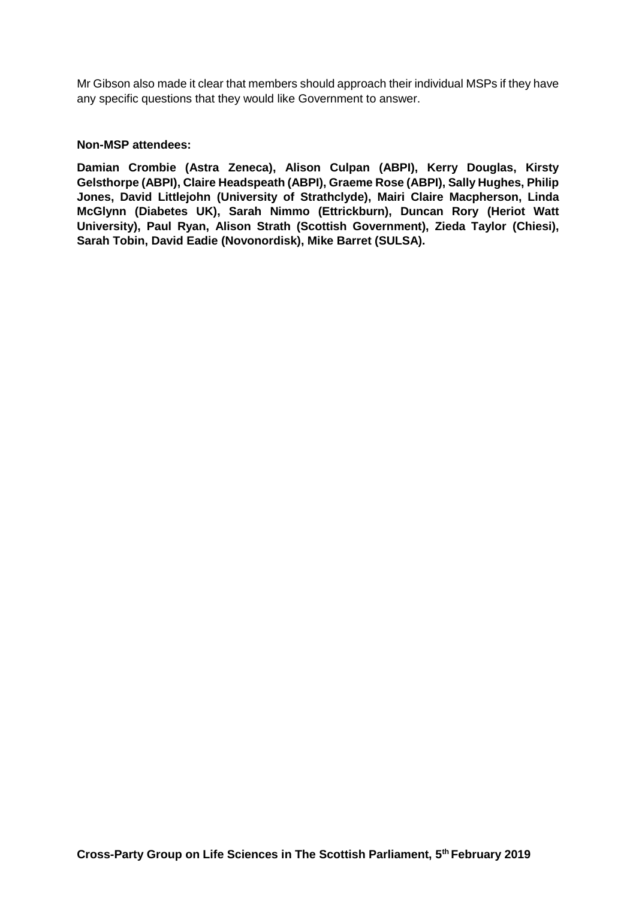Mr Gibson also made it clear that members should approach their individual MSPs if they have any specific questions that they would like Government to answer.

**Non-MSP attendees:**

**Damian Crombie (Astra Zeneca), Alison Culpan (ABPI), Kerry Douglas, Kirsty Gelsthorpe (ABPI), Claire Headspeath (ABPI), Graeme Rose (ABPI), Sally Hughes, Philip Jones, David Littlejohn (University of Strathclyde), Mairi Claire Macpherson, Linda McGlynn (Diabetes UK), Sarah Nimmo (Ettrickburn), Duncan Rory (Heriot Watt University), Paul Ryan, Alison Strath (Scottish Government), Zieda Taylor (Chiesi), Sarah Tobin, David Eadie (Novonordisk), Mike Barret (SULSA).**